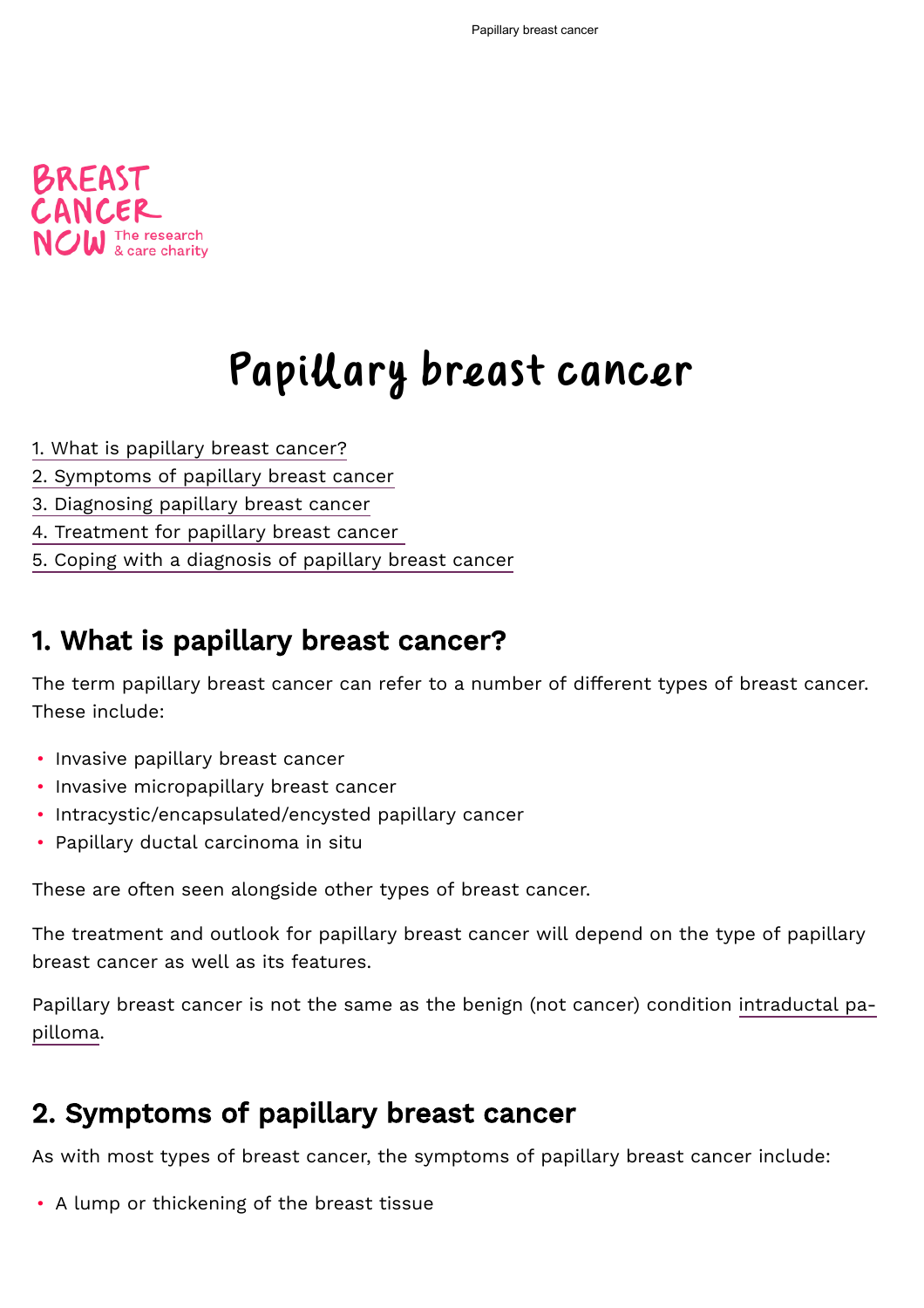# Papillary breast cancer

1. What is papillary breast cancer?
2. Symptoms of papillary breast cancer
3. Diagnosing papillary breast cancer
4. Treatment for papillary breast cancer
5. Coping with a diagnosis of papillary breast cancer

## 1. What is papillary breast cancer?

The term papillary breast cancer can refer to a number of different types of breast cancer. These include:

- Invasive papillary breast cancer
- Invasive micropapillary breast cancer
- Intracystic/encapsulated/encysted papillary cancer
- Papillary ductal carcinoma in situ

These are often seen alongside other types of breast cancer.

The treatment and outlook for papillary breast cancer will depend on the type of papillary breast cancer as well as its features.

Papillary breast cancer is not the same as the benign (not cancer) condition intraductal papilloma.

## 2. Symptoms of papillary breast cancer

As with most types of breast cancer, the symptoms of papillary breast cancer include:

- A lump or thickening of the breast tissue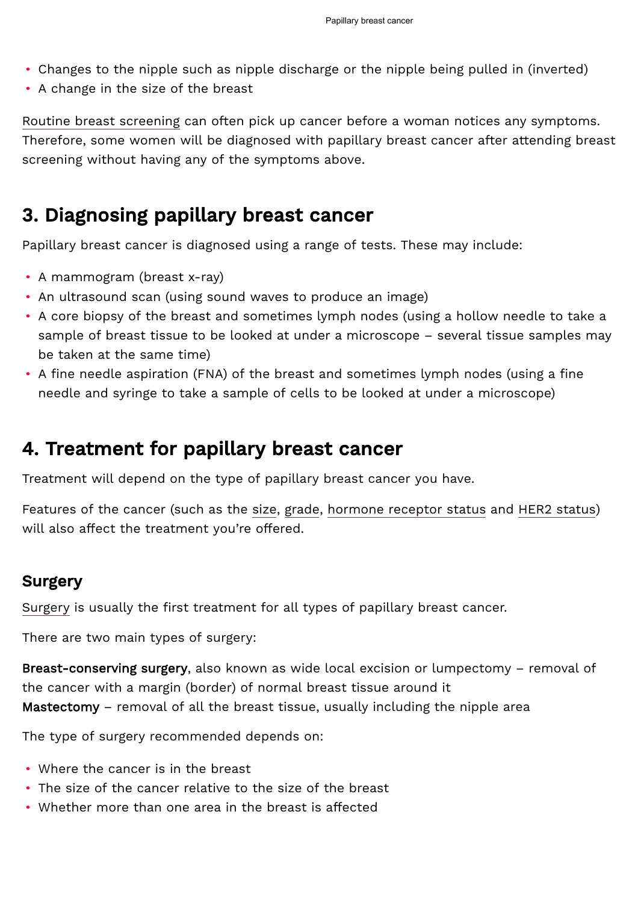- Changes to the nipple such as nipple discharge or the nipple being pulled in (inverted)
- A change in the size of the breast

Routine breast screening can often pick up cancer before a woman notices any symptoms. Therefore, some women will be diagnosed with papillary breast cancer after attending breast screening without having any of the symptoms above.

## 3. Diagnosing papillary breast cancer

Papillary breast cancer is diagnosed using a range of tests. These may include:

- A mammogram (breast x-ray)
- An ultrasound scan (using sound waves to produce an image)
- A core biopsy of the breast and sometimes lymph nodes (using a hollow needle to take a sample of breast tissue to be looked at under a microscope – several tissue samples may be taken at the same time)
- A fine needle aspiration (FNA) of the breast and sometimes lymph nodes (using a fine needle and syringe to take a sample of cells to be looked at under a microscope)

## 4. Treatment for papillary breast cancer

Treatment will depend on the type of papillary breast cancer you have.

Features of the cancer (such as the size, grade, hormone receptor status and HER2 status) will also affect the treatment you're offered.

### Surgery

Surgery is usually the first treatment for all types of papillary breast cancer.

There are two main types of surgery:

**Breast-conserving surgery**, also known as wide local excision or lumpectomy – removal of the cancer with a margin (border) of normal breast tissue around it
**Mastectomy** – removal of all the breast tissue, usually including the nipple area

The type of surgery recommended depends on:

- Where the cancer is in the breast
- The size of the cancer relative to the size of the breast
- Whether more than one area in the breast is affected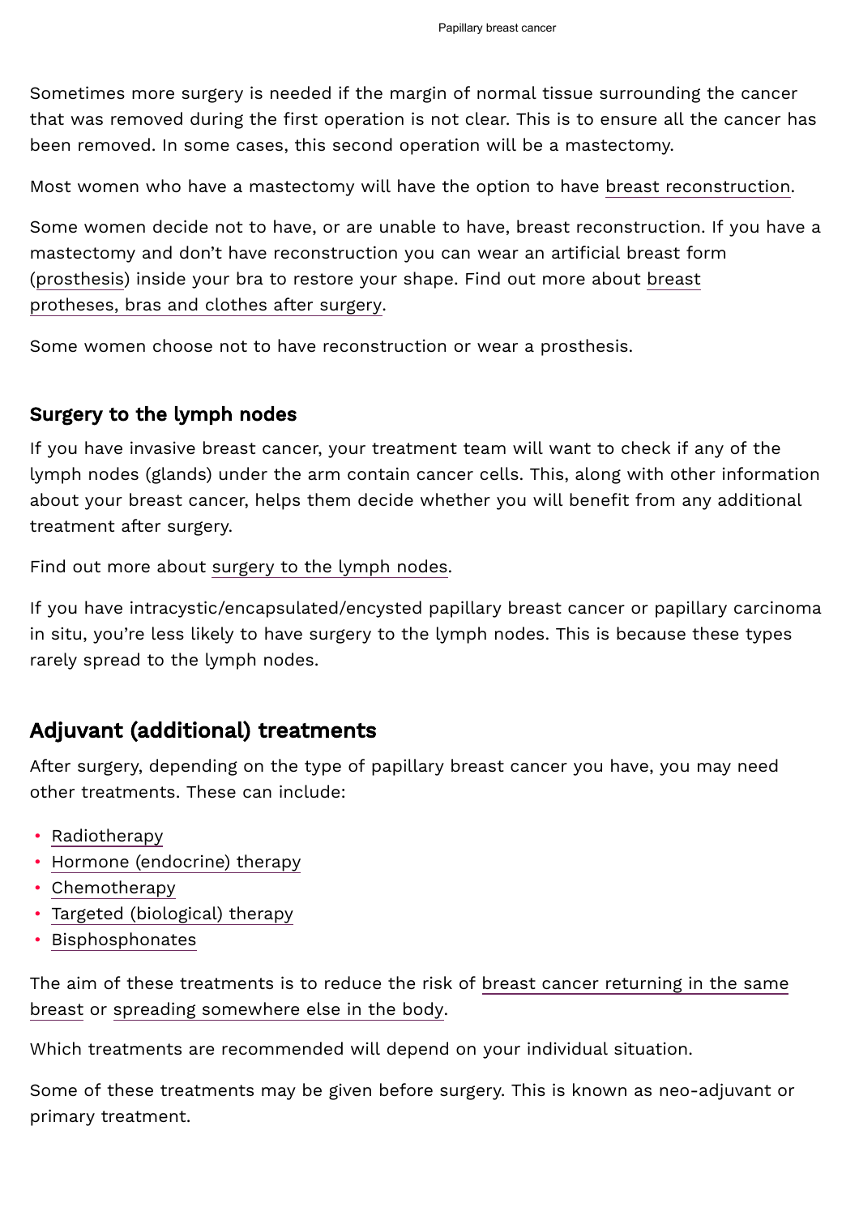Sometimes more surgery is needed if the margin of normal tissue surrounding the cancer that was removed during the first operation is not clear. This is to ensure all the cancer has been removed. In some cases, this second operation will be a mastectomy.

Most women who have a mastectomy will have the option to have breast reconstruction.

Some women decide not to have, or are unable to have, breast reconstruction. If you have a mastectomy and don't have reconstruction you can wear an artificial breast form (prosthesis) inside your bra to restore your shape. Find out more about breast protheses, bras and clothes after surgery.

Some women choose not to have reconstruction or wear a prosthesis.

### Surgery to the lymph nodes

If you have invasive breast cancer, your treatment team will want to check if any of the lymph nodes (glands) under the arm contain cancer cells. This, along with other information about your breast cancer, helps them decide whether you will benefit from any additional treatment after surgery.

Find out more about surgery to the lymph nodes.

If you have intracystic/encapsulated/encysted papillary breast cancer or papillary carcinoma in situ, you're less likely to have surgery to the lymph nodes. This is because these types rarely spread to the lymph nodes.

## Adjuvant (additional) treatments

After surgery, depending on the type of papillary breast cancer you have, you may need other treatments. These can include:

- Radiotherapy
- Hormone (endocrine) therapy
- Chemotherapy
- Targeted (biological) therapy
- Bisphosphonates

The aim of these treatments is to reduce the risk of breast cancer returning in the same breast or spreading somewhere else in the body.

Which treatments are recommended will depend on your individual situation.

Some of these treatments may be given before surgery. This is known as neo-adjuvant or primary treatment.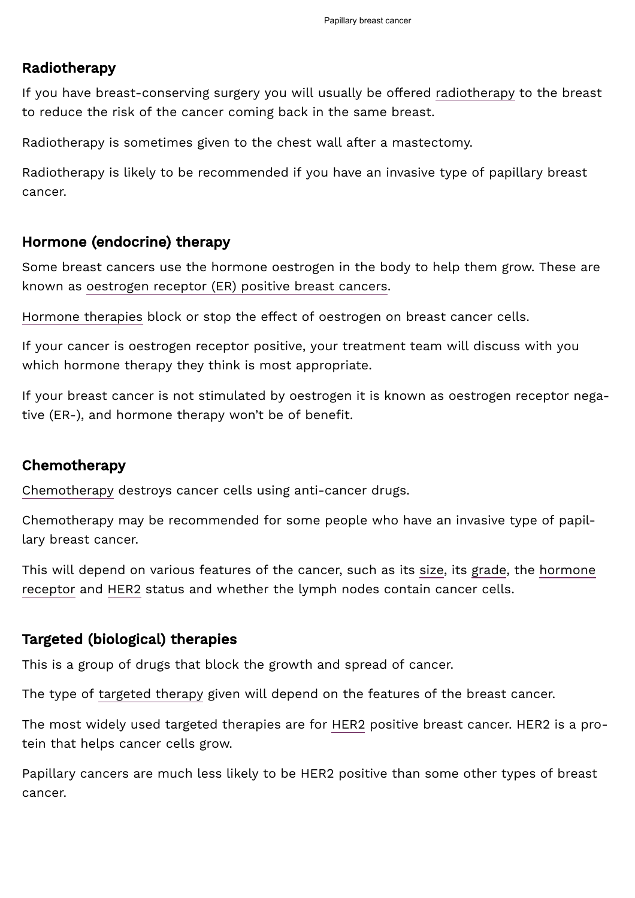## Radiotherapy

If you have breast-conserving surgery you will usually be offered radiotherapy to the breast to reduce the risk of the cancer coming back in the same breast.

Radiotherapy is sometimes given to the chest wall after a mastectomy.

Radiotherapy is likely to be recommended if you have an invasive type of papillary breast cancer.

## Hormone (endocrine) therapy

Some breast cancers use the hormone oestrogen in the body to help them grow. These are known as oestrogen receptor (ER) positive breast cancers.

Hormone therapies block or stop the effect of oestrogen on breast cancer cells.

If your cancer is oestrogen receptor positive, your treatment team will discuss with you which hormone therapy they think is most appropriate.

If your breast cancer is not stimulated by oestrogen it is known as oestrogen receptor negative (ER-), and hormone therapy won't be of benefit.

## Chemotherapy

Chemotherapy destroys cancer cells using anti-cancer drugs.

Chemotherapy may be recommended for some people who have an invasive type of papillary breast cancer.

This will depend on various features of the cancer, such as its size, its grade, the hormone receptor and HER2 status and whether the lymph nodes contain cancer cells.

## Targeted (biological) therapies

This is a group of drugs that block the growth and spread of cancer.

The type of targeted therapy given will depend on the features of the breast cancer.

The most widely used targeted therapies are for HER2 positive breast cancer. HER2 is a protein that helps cancer cells grow.

Papillary cancers are much less likely to be HER2 positive than some other types of breast cancer.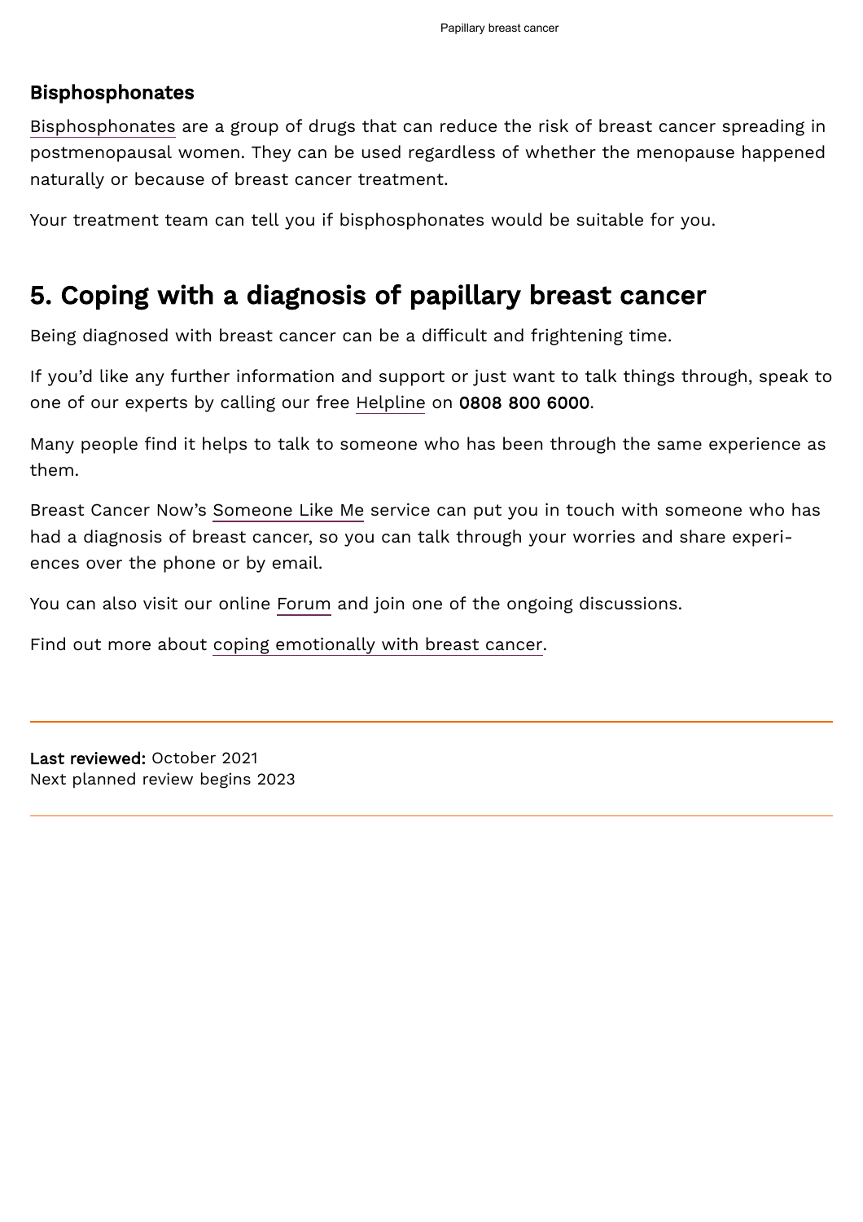### Bisphosphonates

Bisphosphonates are a group of drugs that can reduce the risk of breast cancer spreading in postmenopausal women. They can be used regardless of whether the menopause happened naturally or because of breast cancer treatment.

Your treatment team can tell you if bisphosphonates would be suitable for you.

## 5. Coping with a diagnosis of papillary breast cancer

Being diagnosed with breast cancer can be a difficult and frightening time.

If you'd like any further information and support or just want to talk things through, speak to one of our experts by calling our free Helpline on **0808 800 6000**.

Many people find it helps to talk to someone who has been through the same experience as them.

Breast Cancer Now's Someone Like Me service can put you in touch with someone who has had a diagnosis of breast cancer, so you can talk through your worries and share experiences over the phone or by email.

You can also visit our online Forum and join one of the ongoing discussions.

Find out more about coping emotionally with breast cancer.

---

**Last reviewed:** October 2021
Next planned review begins 2023